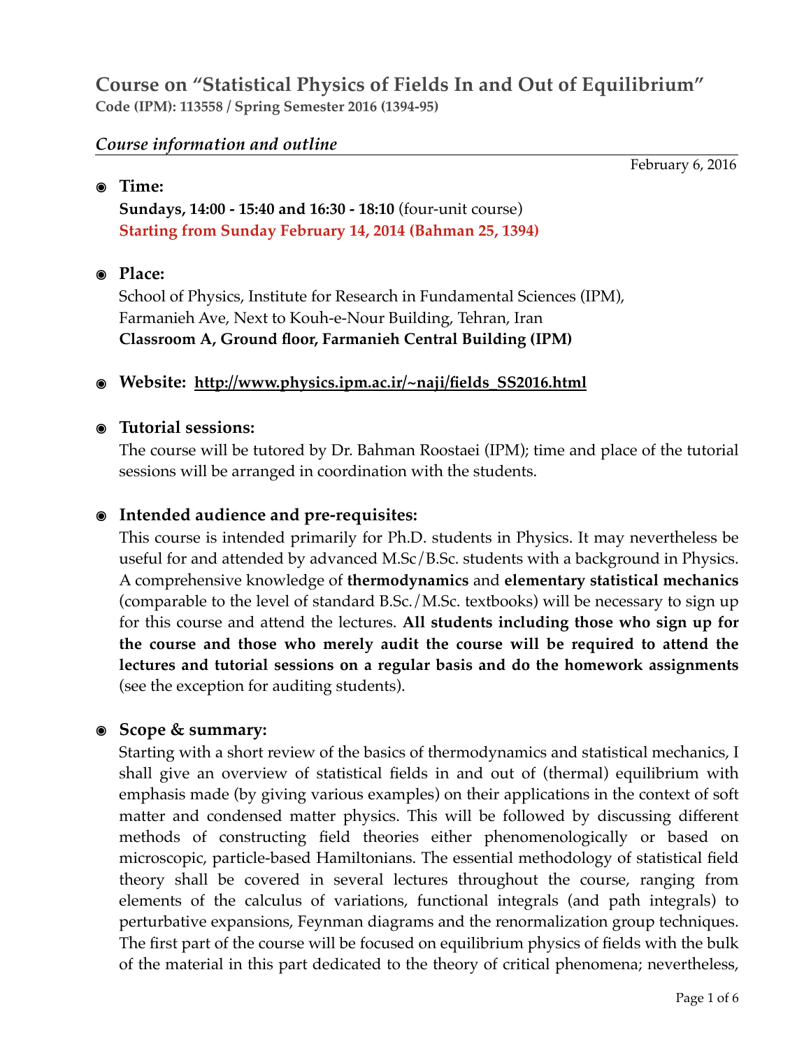# Course on "Statistical Physics of Fields In and Out of Equilibrium"

**Code (IPM): 113558 / Spring Semester 2016 (1394-95)**

## *Course information and outline*

February 6, 2016

- **Time:**
  **Sundays, 14:00 - 15:40 and 16:30 - 18:10** (four-unit course)
  **Starting from Sunday February 14, 2014 (Bahman 25, 1394)**

- **Place:**
  School of Physics, Institute for Research in Fundamental Sciences (IPM),
  Farmanieh Ave, Next to Kouh-e-Nour Building, Tehran, Iran
  **Classroom A, Ground floor, Farmanieh Central Building (IPM)**

- **Website: http://www.physics.ipm.ac.ir/~naji/fields_SS2016.html**

- **Tutorial sessions:**
  The course will be tutored by Dr. Bahman Roostaei (IPM); time and place of the tutorial sessions will be arranged in coordination with the students.

- **Intended audience and pre-requisites:**
  This course is intended primarily for Ph.D. students in Physics. It may nevertheless be useful for and attended by advanced M.Sc/B.Sc. students with a background in Physics. A comprehensive knowledge of **thermodynamics** and **elementary statistical mechanics** (comparable to the level of standard B.Sc./M.Sc. textbooks) will be necessary to sign up for this course and attend the lectures. **All students including those who sign up for the course and those who merely audit the course will be required to attend the lectures and tutorial sessions on a regular basis and do the homework assignments** (see the exception for auditing students).

- **Scope & summary:**
  Starting with a short review of the basics of thermodynamics and statistical mechanics, I shall give an overview of statistical fields in and out of (thermal) equilibrium with emphasis made (by giving various examples) on their applications in the context of soft matter and condensed matter physics. This will be followed by discussing different methods of constructing field theories either phenomenologically or based on microscopic, particle-based Hamiltonians. The essential methodology of statistical field theory shall be covered in several lectures throughout the course, ranging from elements of the calculus of variations, functional integrals (and path integrals) to perturbative expansions, Feynman diagrams and the renormalization group techniques. The first part of the course will be focused on equilibrium physics of fields with the bulk of the material in this part dedicated to the theory of critical phenomena; nevertheless,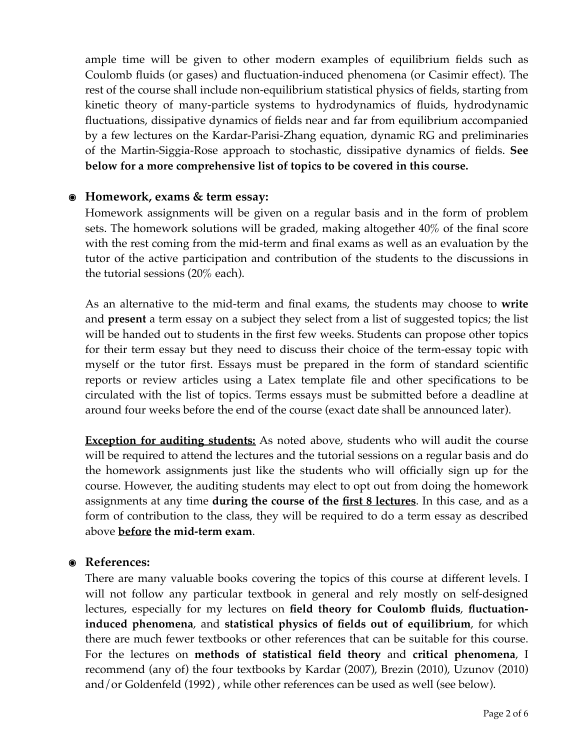ample time will be given to other modern examples of equilibrium fields such as Coulomb fluids (or gases) and fluctuation-induced phenomena (or Casimir effect). The rest of the course shall include non-equilibrium statistical physics of fields, starting from kinetic theory of many-particle systems to hydrodynamics of fluids, hydrodynamic fluctuations, dissipative dynamics of fields near and far from equilibrium accompanied by a few lectures on the Kardar-Parisi-Zhang equation, dynamic RG and preliminaries of the Martin-Siggia-Rose approach to stochastic, dissipative dynamics of fields. **See below for a more comprehensive list of topics to be covered in this course.**

- **Homework, exams & term essay:**

  Homework assignments will be given on a regular basis and in the form of problem sets. The homework solutions will be graded, making altogether 40% of the final score with the rest coming from the mid-term and final exams as well as an evaluation by the tutor of the active participation and contribution of the students to the discussions in the tutorial sessions (20% each).

  As an alternative to the mid-term and final exams, the students may choose to **write** and **present** a term essay on a subject they select from a list of suggested topics; the list will be handed out to students in the first few weeks. Students can propose other topics for their term essay but they need to discuss their choice of the term-essay topic with myself or the tutor first. Essays must be prepared in the form of standard scientific reports or review articles using a Latex template file and other specifications to be circulated with the list of topics. Terms essays must be submitted before a deadline at around four weeks before the end of the course (exact date shall be announced later).

  <u>**Exception for auditing students:**</u> As noted above, students who will audit the course will be required to attend the lectures and the tutorial sessions on a regular basis and do the homework assignments just like the students who will officially sign up for the course. However, the auditing students may elect to opt out from doing the homework assignments at any time **during the course of the <u>first 8 lectures</u>**. In this case, and as a form of contribution to the class, they will be required to do a term essay as described above **<u>before</u> the mid-term exam**.

- **References:**

  There are many valuable books covering the topics of this course at different levels. I will not follow any particular textbook in general and rely mostly on self-designed lectures, especially for my lectures on **field theory for Coulomb fluids**, **fluctuation-induced phenomena**, and **statistical physics of fields out of equilibrium**, for which there are much fewer textbooks or other references that can be suitable for this course. For the lectures on **methods of statistical field theory** and **critical phenomena**, I recommend (any of) the four textbooks by Kardar (2007), Brezin (2010), Uzunov (2010) and/or Goldenfeld (1992) , while other references can be used as well (see below).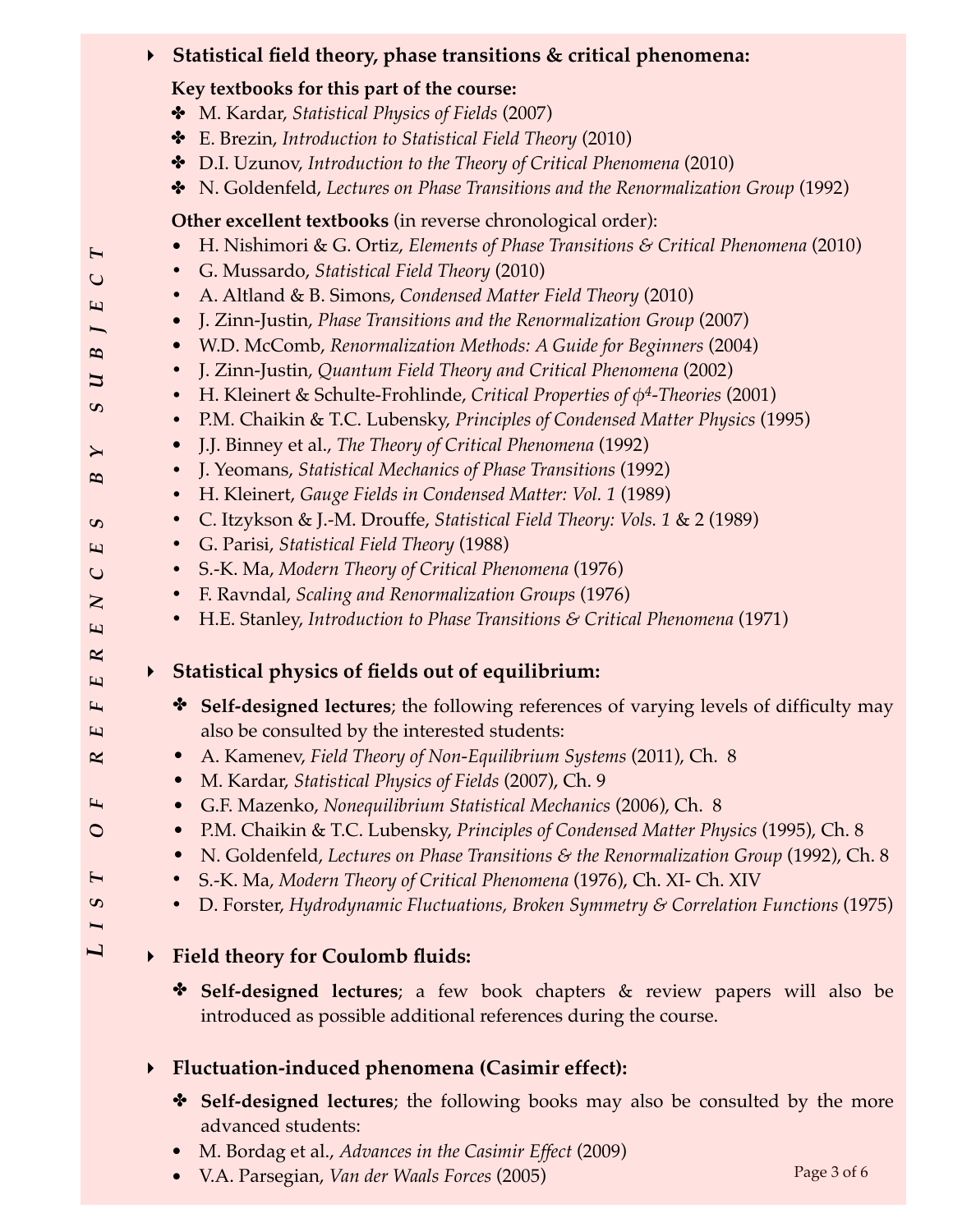**LIST OF REFERENCES BY SUBJECT**

- **Statistical field theory, phase transitions & critical phenomena:**

  **Key textbooks for this part of the course:**

  ✤ M. Kardar, *Statistical Physics of Fields* (2007)
  ✤ E. Brezin, *Introduction to Statistical Field Theory* (2010)
  ✤ D.I. Uzunov, *Introduction to the Theory of Critical Phenomena* (2010)
  ✤ N. Goldenfeld, *Lectures on Phase Transitions and the Renormalization Group* (1992)

  **Other excellent textbooks** (in reverse chronological order):

  - H. Nishimori & G. Ortiz, *Elements of Phase Transitions & Critical Phenomena* (2010)
  - G. Mussardo, *Statistical Field Theory* (2010)
  - A. Altland & B. Simons, *Condensed Matter Field Theory* (2010)
  - J. Zinn-Justin, *Phase Transitions and the Renormalization Group* (2007)
  - W.D. McComb, *Renormalization Methods: A Guide for Beginners* (2004)
  - J. Zinn-Justin, *Quantum Field Theory and Critical Phenomena* (2002)
  - H. Kleinert & Schulte-Frohlinde, *Critical Properties of $\phi^4$-Theories* (2001)
  - P.M. Chaikin & T.C. Lubensky, *Principles of Condensed Matter Physics* (1995)
  - J.J. Binney et al., *The Theory of Critical Phenomena* (1992)
  - J. Yeomans, *Statistical Mechanics of Phase Transitions* (1992)
  - H. Kleinert, *Gauge Fields in Condensed Matter: Vol. 1* (1989)
  - C. Itzykson & J.-M. Drouffe, *Statistical Field Theory: Vols. 1* & 2 (1989)
  - G. Parisi, *Statistical Field Theory* (1988)
  - S.-K. Ma, *Modern Theory of Critical Phenomena* (1976)
  - F. Ravndal, *Scaling and Renormalization Groups* (1976)
  - H.E. Stanley, *Introduction to Phase Transitions & Critical Phenomena* (1971)

- **Statistical physics of fields out of equilibrium:**

  ✤ **Self-designed lectures**; the following references of varying levels of difficulty may also be consulted by the interested students:

  - A. Kamenev, *Field Theory of Non-Equilibrium Systems* (2011), Ch. 8
  - M. Kardar, *Statistical Physics of Fields* (2007), Ch. 9
  - G.F. Mazenko, *Nonequilibrium Statistical Mechanics* (2006), Ch. 8
  - P.M. Chaikin & T.C. Lubensky, *Principles of Condensed Matter Physics* (1995), Ch. 8
  - N. Goldenfeld, *Lectures on Phase Transitions & the Renormalization Group* (1992), Ch. 8
  - S.-K. Ma, *Modern Theory of Critical Phenomena* (1976), Ch. XI- Ch. XIV
  - D. Forster, *Hydrodynamic Fluctuations, Broken Symmetry & Correlation Functions* (1975)

- **Field theory for Coulomb fluids:**

  ✤ **Self-designed lectures**; a few book chapters & review papers will also be introduced as possible additional references during the course.

- **Fluctuation-induced phenomena (Casimir effect):**

  ✤ **Self-designed lectures**; the following books may also be consulted by the more advanced students:

  - M. Bordag et al., *Advances in the Casimir Effect* (2009)
  - V.A. Parsegian, *Van der Waals Forces* (2005)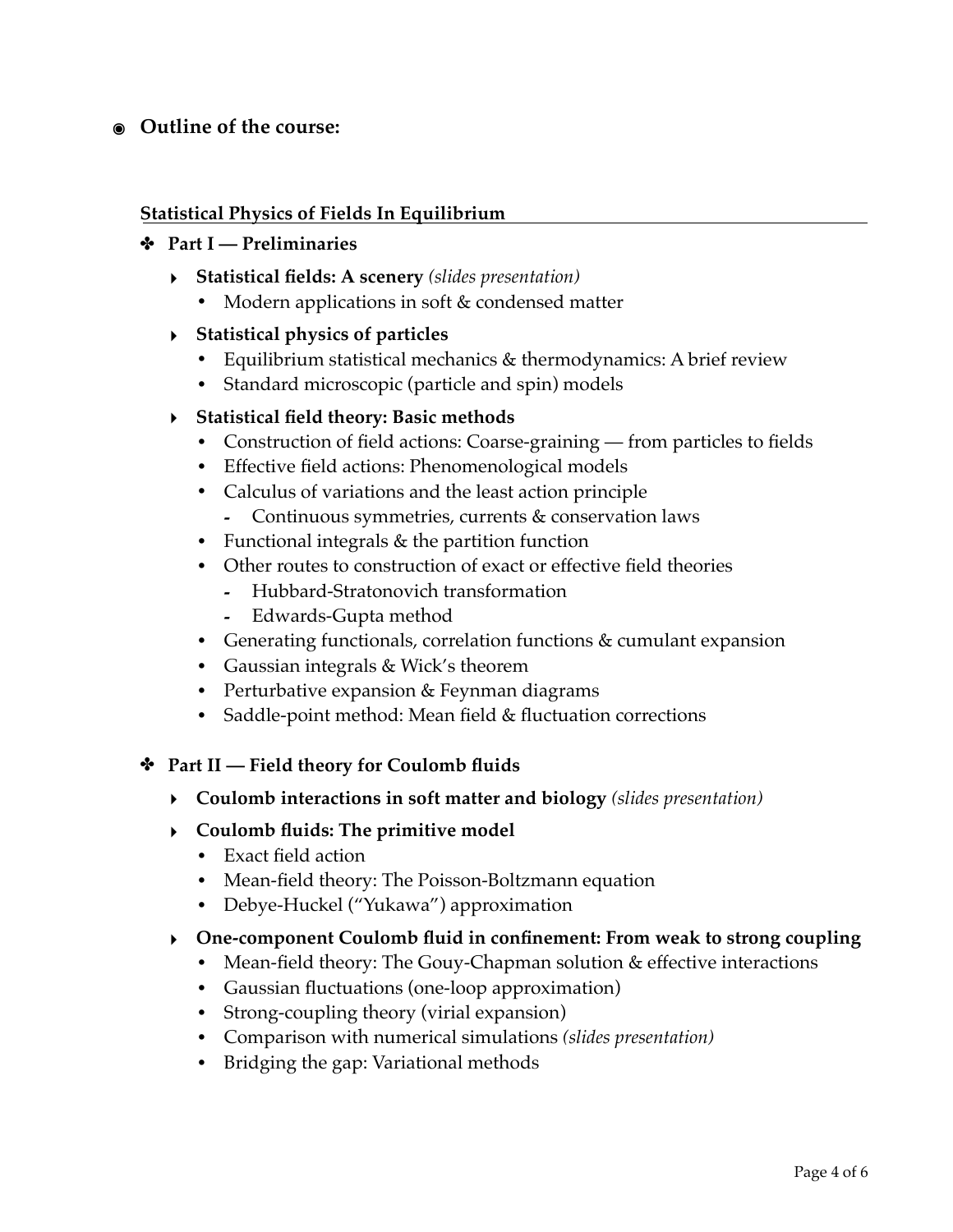## ◉ Outline of the course:

### Statistical Physics of Fields In Equilibrium

#### ✤ Part I — Preliminaries

- **Statistical fields: A scenery** *(slides presentation)*
  - Modern applications in soft & condensed matter
- **Statistical physics of particles**
  - Equilibrium statistical mechanics & thermodynamics: A brief review
  - Standard microscopic (particle and spin) models
- **Statistical field theory: Basic methods**
  - Construction of field actions: Coarse-graining — from particles to fields
  - Effective field actions: Phenomenological models
  - Calculus of variations and the least action principle
    - Continuous symmetries, currents & conservation laws
  - Functional integrals & the partition function
  - Other routes to construction of exact or effective field theories
    - Hubbard-Stratonovich transformation
    - Edwards-Gupta method
  - Generating functionals, correlation functions & cumulant expansion
  - Gaussian integrals & Wick's theorem
  - Perturbative expansion & Feynman diagrams
  - Saddle-point method: Mean field & fluctuation corrections

#### ✤ Part II — Field theory for Coulomb fluids

- **Coulomb interactions in soft matter and biology** *(slides presentation)*
- **Coulomb fluids: The primitive model**
  - Exact field action
  - Mean-field theory: The Poisson-Boltzmann equation
  - Debye-Huckel ("Yukawa") approximation
- **One-component Coulomb fluid in confinement: From weak to strong coupling**
  - Mean-field theory: The Gouy-Chapman solution & effective interactions
  - Gaussian fluctuations (one-loop approximation)
  - Strong-coupling theory (virial expansion)
  - Comparison with numerical simulations *(slides presentation)*
  - Bridging the gap: Variational methods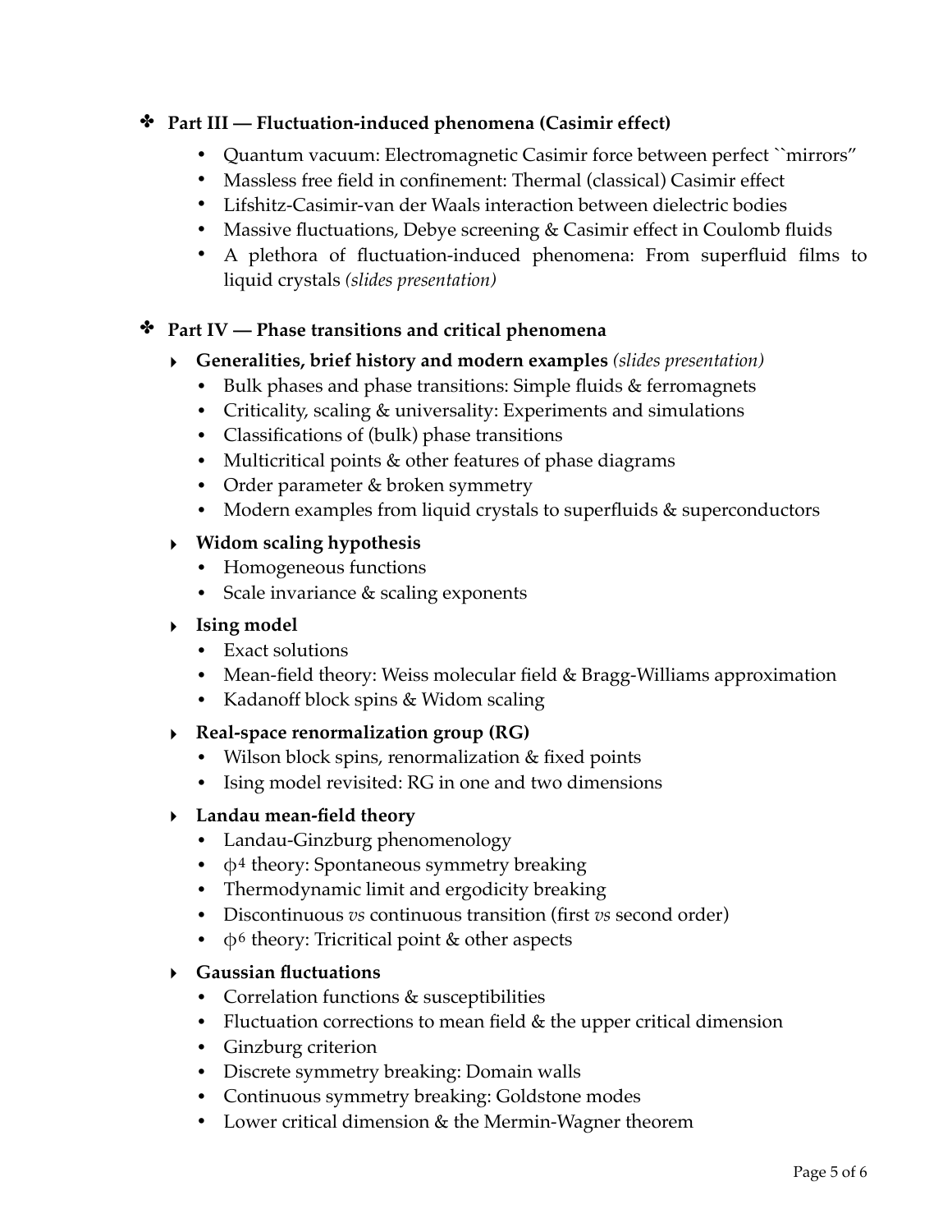## ✤ Part III — Fluctuation-induced phenomena (Casimir effect)

- Quantum vacuum: Electromagnetic Casimir force between perfect ``mirrors"
- Massless free field in confinement: Thermal (classical) Casimir effect
- Lifshitz-Casimir-van der Waals interaction between dielectric bodies
- Massive fluctuations, Debye screening & Casimir effect in Coulomb fluids
- A plethora of fluctuation-induced phenomena: From superfluid films to liquid crystals *(slides presentation)*

## ✤ Part IV — Phase transitions and critical phenomena

### ‣ Generalities, brief history and modern examples *(slides presentation)*

- Bulk phases and phase transitions: Simple fluids & ferromagnets
- Criticality, scaling & universality: Experiments and simulations
- Classifications of (bulk) phase transitions
- Multicritical points & other features of phase diagrams
- Order parameter & broken symmetry
- Modern examples from liquid crystals to superfluids & superconductors

### ‣ Widom scaling hypothesis

- Homogeneous functions
- Scale invariance & scaling exponents

### ‣ Ising model

- Exact solutions
- Mean-field theory: Weiss molecular field & Bragg-Williams approximation
- Kadanoff block spins & Widom scaling

### ‣ Real-space renormalization group (RG)

- Wilson block spins, renormalization & fixed points
- Ising model revisited: RG in one and two dimensions

### ‣ Landau mean-field theory

- Landau-Ginzburg phenomenology
- $\phi^4$ theory: Spontaneous symmetry breaking
- Thermodynamic limit and ergodicity breaking
- Discontinuous *vs* continuous transition (first *vs* second order)
- $\phi^6$ theory: Tricritical point & other aspects

### ‣ Gaussian fluctuations

- Correlation functions & susceptibilities
- Fluctuation corrections to mean field & the upper critical dimension
- Ginzburg criterion
- Discrete symmetry breaking: Domain walls
- Continuous symmetry breaking: Goldstone modes
- Lower critical dimension & the Mermin-Wagner theorem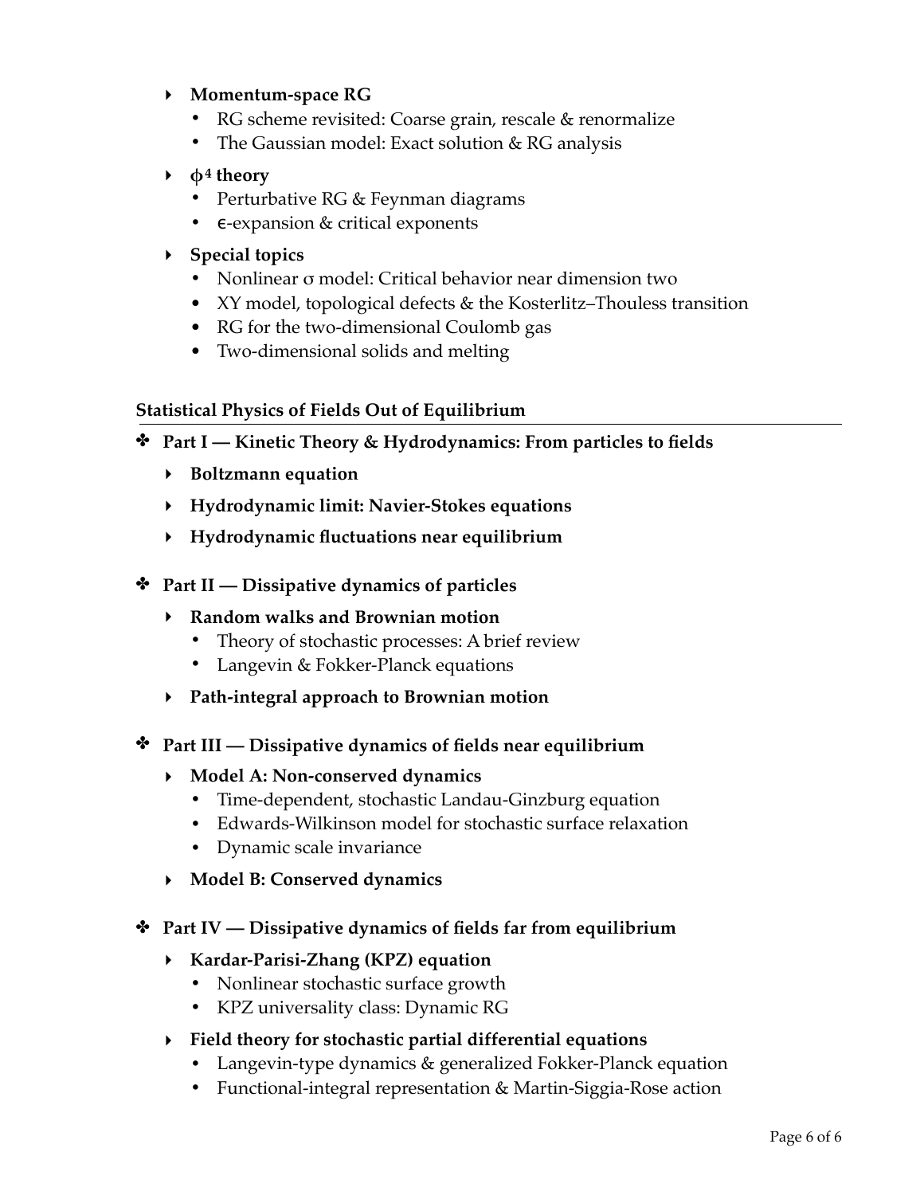- **Momentum-space RG**
  - RG scheme revisited: Coarse grain, rescale & renormalize
  - The Gaussian model: Exact solution & RG analysis
- **$\phi^4$ theory**
  - Perturbative RG & Feynman diagrams
  - $\epsilon$-expansion & critical exponents
- **Special topics**
  - Nonlinear σ model: Critical behavior near dimension two
  - XY model, topological defects & the Kosterlitz–Thouless transition
  - RG for the two-dimensional Coulomb gas
  - Two-dimensional solids and melting

## Statistical Physics of Fields Out of Equilibrium

### ✤ Part I — Kinetic Theory & Hydrodynamics: From particles to fields

- **Boltzmann equation**
- **Hydrodynamic limit: Navier-Stokes equations**
- **Hydrodynamic fluctuations near equilibrium**

### ✤ Part II — Dissipative dynamics of particles

- **Random walks and Brownian motion**
  - Theory of stochastic processes: A brief review
  - Langevin & Fokker-Planck equations
- **Path-integral approach to Brownian motion**

### ✤ Part III — Dissipative dynamics of fields near equilibrium

- **Model A: Non-conserved dynamics**
  - Time-dependent, stochastic Landau-Ginzburg equation
  - Edwards-Wilkinson model for stochastic surface relaxation
  - Dynamic scale invariance
- **Model B: Conserved dynamics**

### ✤ Part IV — Dissipative dynamics of fields far from equilibrium

- **Kardar-Parisi-Zhang (KPZ) equation**
  - Nonlinear stochastic surface growth
  - KPZ universality class: Dynamic RG
- **Field theory for stochastic partial differential equations**
  - Langevin-type dynamics & generalized Fokker-Planck equation
  - Functional-integral representation & Martin-Siggia-Rose action